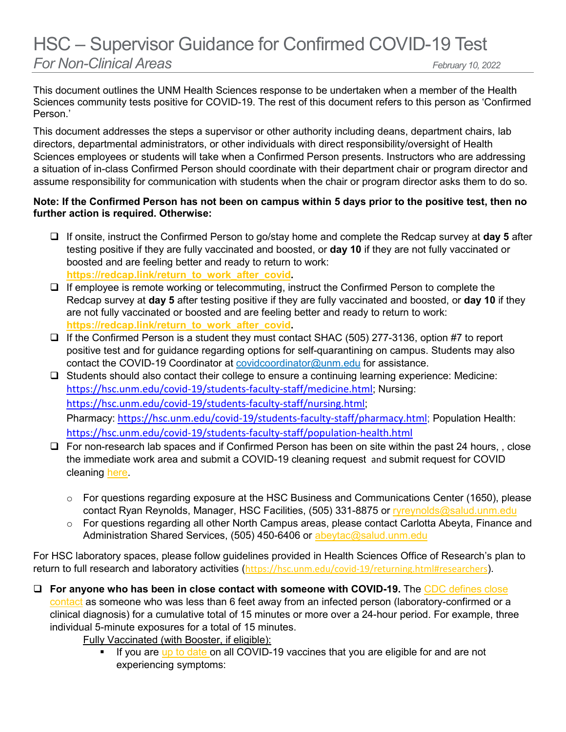# HSC – Supervisor Guidance for Confirmed COVID-19 Test

*For Non-Clinical Areas*

*February 10, 2022*

This document outlines the UNM Health Sciences response to be undertaken when a member of the Health Sciences community tests positive for COVID-19. The rest of this document refers to this person as 'Confirmed Person.'

This document addresses the steps a supervisor or other authority including deans, department chairs, lab directors, departmental administrators, or other individuals with direct responsibility/oversight of Health Sciences employees or students will take when a Confirmed Person presents. Instructors who are addressing a situation of in-class Confirmed Person should coordinate with their department chair or program director and assume responsibility for communication with students when the chair or program director asks them to do so.

**Note: If the Confirmed Person has not been on campus within 5 days prior to the positive test, then no further action is required. Otherwise:**

- ❑ If onsite, instruct the Confirmed Person to go/stay home and complete the Redcap survey at **day 5** after testing positive if they are fully vaccinated and boosted, or **day 10** if they are not fully vaccinated or boosted and are feeling better and ready to return to work: **https://redcap.link/return_to_work_after_covid.**
- ❑ If employee is remote working or telecommuting, instruct the Confirmed Person to complete the Redcap survey at **day 5** after testing positive if they are fully vaccinated and boosted, or **day 10** if they are not fully vaccinated or boosted and are feeling better and ready to return to work: **https://redcap.link/return_to_work_after_covid.**
- ❑ If the Confirmed Person is a student they must contact SHAC (505) 277-3136, option #7 to report positive test and for guidance regarding options for self-quarantining on campus. Students may also contact the COVID-19 Coordinator at covidcoordinator@unm.edu for assistance.
- ❑ Students should also contact their college to ensure a continuing learning experience: Medicine: https://hsc.unm.edu/covid-19/students-faculty-staff/medicine.html; Nursing: https://hsc.unm.edu/covid-19/students-faculty-staff/nursing.html; Pharmacy: https://hsc.unm.edu/covid-19/students-faculty-staff/pharmacy.html; Population Health: https://hsc.unm.edu/covid-19/students-faculty-staff/population-health.html
- ❑ For non-research lab spaces and if Confirmed Person has been on site within the past 24 hours, , close the immediate work area and submit a COVID-19 cleaning request and submit request for COVID cleaning here.
  - For questions regarding exposure at the HSC Business and Communications Center (1650), please contact Ryan Reynolds, Manager, HSC Facilities, (505) 331-8875 or ryreynolds@salud.unm.edu
  - For questions regarding all other North Campus areas, please contact Carlotta Abeyta, Finance and Administration Shared Services, (505) 450-6406 or abeytac@salud.unm.edu

For HSC laboratory spaces, please follow guidelines provided in Health Sciences Office of Research's plan to return to full research and laboratory activities (https://hsc.unm.edu/covid-19/returning.html#researchers).

- ❑ **For anyone who has been in close contact with someone with COVID-19.** The CDC defines close contact as someone who was less than 6 feet away from an infected person (laboratory-confirmed or a clinical diagnosis) for a cumulative total of 15 minutes or more over a 24-hour period. For example, three individual 5-minute exposures for a total of 15 minutes.

  Fully Vaccinated (with Booster, if eligible):

  - If you are up to date on all COVID-19 vaccines that you are eligible for and are not experiencing symptoms: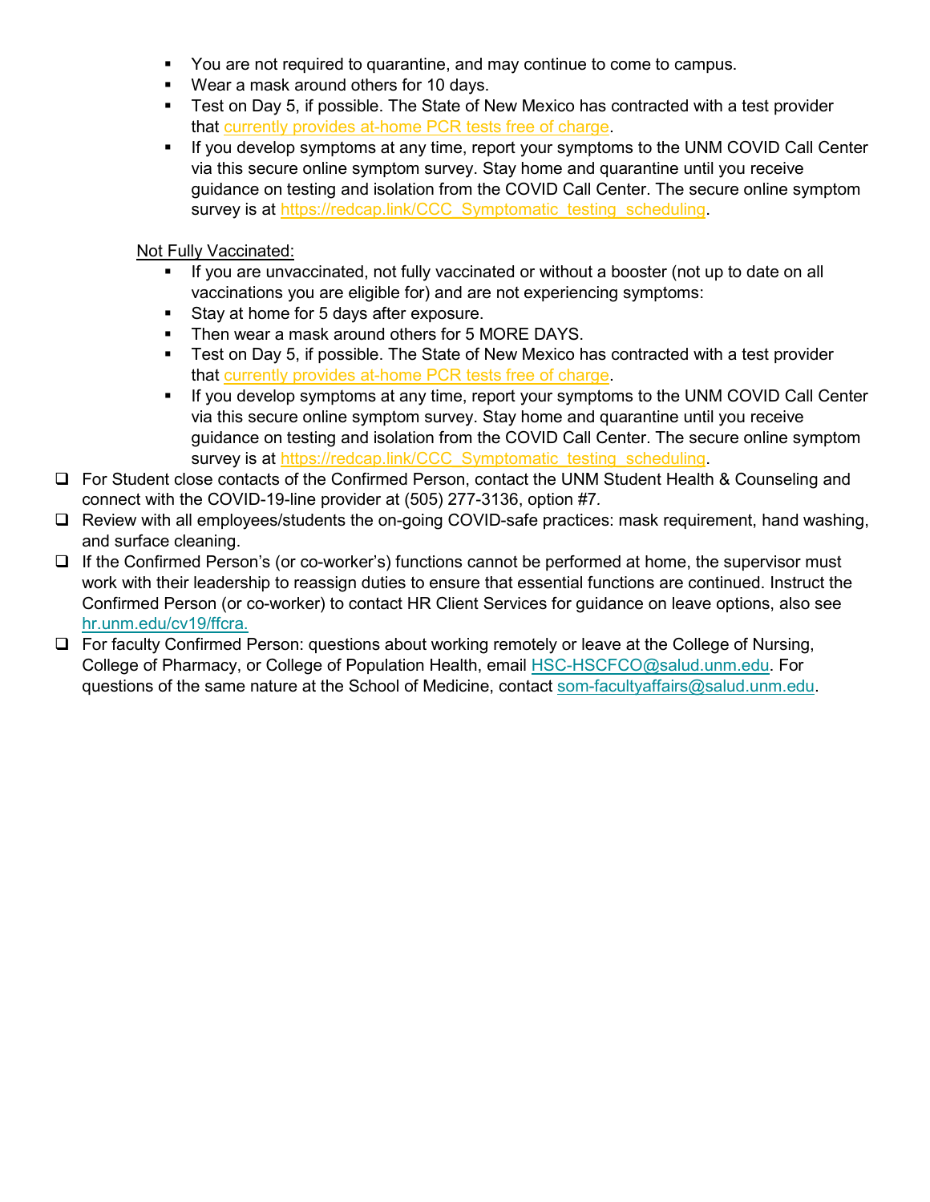- You are not required to quarantine, and may continue to come to campus.
  - Wear a mask around others for 10 days.
  - Test on Day 5, if possible. The State of New Mexico has contracted with a test provider that currently provides at-home PCR tests free of charge.
  - If you develop symptoms at any time, report your symptoms to the UNM COVID Call Center via this secure online symptom survey. Stay home and quarantine until you receive guidance on testing and isolation from the COVID Call Center. The secure online symptom survey is at https://redcap.link/CCC_Symptomatic_testing_scheduling.

  Not Fully Vaccinated:

  - If you are unvaccinated, not fully vaccinated or without a booster (not up to date on all vaccinations you are eligible for) and are not experiencing symptoms:
  - Stay at home for 5 days after exposure.
  - Then wear a mask around others for 5 MORE DAYS.
  - Test on Day 5, if possible. The State of New Mexico has contracted with a test provider that currently provides at-home PCR tests free of charge.
  - If you develop symptoms at any time, report your symptoms to the UNM COVID Call Center via this secure online symptom survey. Stay home and quarantine until you receive guidance on testing and isolation from the COVID Call Center. The secure online symptom survey is at https://redcap.link/CCC_Symptomatic_testing_scheduling.

- [ ] For Student close contacts of the Confirmed Person, contact the UNM Student Health & Counseling and connect with the COVID-19-line provider at (505) 277-3136, option #7.
- [ ] Review with all employees/students the on-going COVID-safe practices: mask requirement, hand washing, and surface cleaning.
- [ ] If the Confirmed Person's (or co-worker's) functions cannot be performed at home, the supervisor must work with their leadership to reassign duties to ensure that essential functions are continued. Instruct the Confirmed Person (or co-worker) to contact HR Client Services for guidance on leave options, also see hr.unm.edu/cv19/ffcra.
- [ ] For faculty Confirmed Person: questions about working remotely or leave at the College of Nursing, College of Pharmacy, or College of Population Health, email HSC-HSCFCO@salud.unm.edu. For questions of the same nature at the School of Medicine, contact som-facultyaffairs@salud.unm.edu.